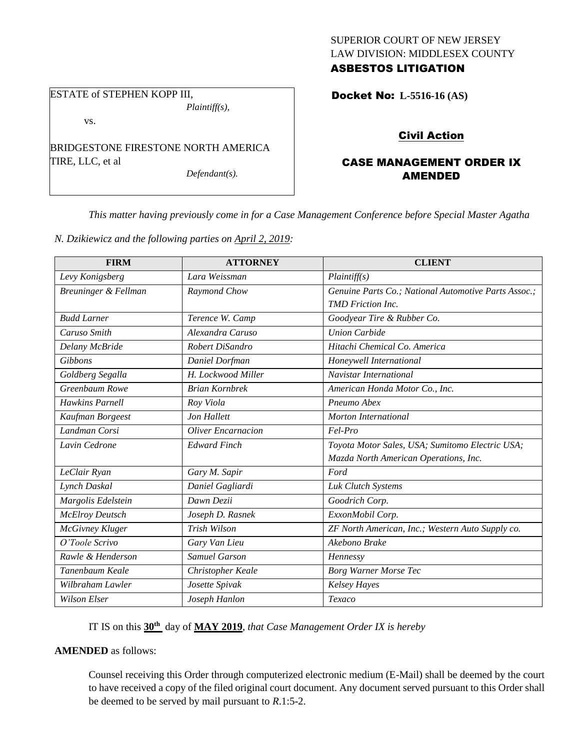SUPERIOR COURT OF NEW JERSEY
LAW DIVISION: MIDDLESEX COUNTY
**ASBESTOS LITIGATION**

ESTATE of STEPHEN KOPP III,
*Plaintiff(s),*

vs.

BRIDGESTONE FIRESTONE NORTH AMERICA TIRE, LLC, et al
*Defendant(s).*

**Docket No: L-5516-16 (AS)**

**Civil Action**

**CASE MANAGEMENT ORDER IX AMENDED**

*This matter having previously come in for a Case Management Conference before Special Master Agatha N. Dzikiewicz and the following parties on April 2, 2019:*

| FIRM | ATTORNEY | CLIENT |
|---|---|---|
| *Levy Konigsberg* | *Lara Weissman* | *Plaintiff(s)* |
| *Breuninger & Fellman* | *Raymond Chow* | *Genuine Parts Co.; National Automotive Parts Assoc.; TMD Friction Inc.* |
| *Budd Larner* | *Terence W. Camp* | *Goodyear Tire & Rubber Co.* |
| *Caruso Smith* | *Alexandra Caruso* | *Union Carbide* |
| *Delany McBride* | *Robert DiSandro* | *Hitachi Chemical Co. America* |
| *Gibbons* | *Daniel Dorfman* | *Honeywell International* |
| *Goldberg Segalla* | *H. Lockwood Miller* | *Navistar International* |
| *Greenbaum Rowe* | *Brian Kornbrek* | *American Honda Motor Co., Inc.* |
| *Hawkins Parnell* | *Roy Viola* | *Pneumo Abex* |
| *Kaufman Borgeest* | *Jon Hallett* | *Morton International* |
| *Landman Corsi* | *Oliver Encarnacion* | *Fel-Pro* |
| *Lavin Cedrone* | *Edward Finch* | *Toyota Motor Sales, USA; Sumitomo Electric USA; Mazda North American Operations, Inc.* |
| *LeClair Ryan* | *Gary M. Sapir* | *Ford* |
| *Lynch Daskal* | *Daniel Gagliardi* | *Luk Clutch Systems* |
| *Margolis Edelstein* | *Dawn Dezii* | *Goodrich Corp.* |
| *McElroy Deutsch* | *Joseph D. Rasnek* | *ExxonMobil Corp.* |
| *McGivney Kluger* | *Trish Wilson* | *ZF North American, Inc.; Western Auto Supply co.* |
| *O'Toole Scrivo* | *Gary Van Lieu* | *Akebono Brake* |
| *Rawle & Henderson* | *Samuel Garson* | *Hennessy* |
| *Tanenbaum Keale* | *Christopher Keale* | *Borg Warner Morse Tec* |
| *Wilbraham Lawler* | *Josette Spivak* | *Kelsey Hayes* |
| *Wilson Elser* | *Joseph Hanlon* | *Texaco* |

IT IS on this **30th** day of **MAY 2019**, *that Case Management Order IX is hereby*

**AMENDED** as follows:

Counsel receiving this Order through computerized electronic medium (E-Mail) shall be deemed by the court to have received a copy of the filed original court document. Any document served pursuant to this Order shall be deemed to be served by mail pursuant to *R*.1:5-2.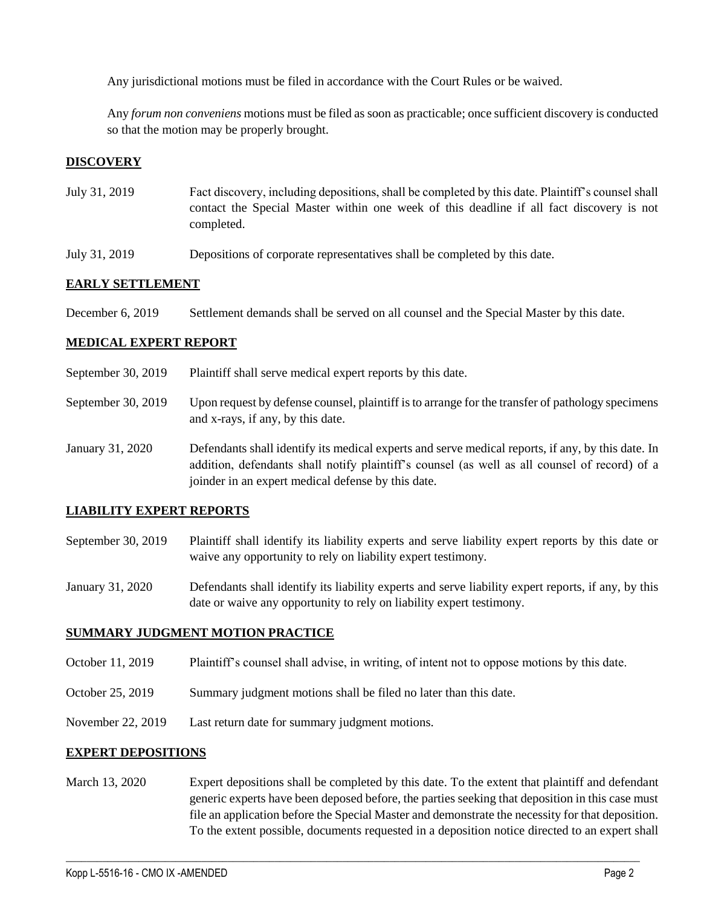Any jurisdictional motions must be filed in accordance with the Court Rules or be waived.

Any *forum non conveniens* motions must be filed as soon as practicable; once sufficient discovery is conducted so that the motion may be properly brought.

## DISCOVERY

| | |
|---|---|
| July 31, 2019 | Fact discovery, including depositions, shall be completed by this date. Plaintiff's counsel shall contact the Special Master within one week of this deadline if all fact discovery is not completed. |
| July 31, 2019 | Depositions of corporate representatives shall be completed by this date. |

## EARLY SETTLEMENT

| | |
|---|---|
| December 6, 2019 | Settlement demands shall be served on all counsel and the Special Master by this date. |

## MEDICAL EXPERT REPORT

| | |
|---|---|
| September 30, 2019 | Plaintiff shall serve medical expert reports by this date. |
| September 30, 2019 | Upon request by defense counsel, plaintiff is to arrange for the transfer of pathology specimens and x-rays, if any, by this date. |
| January 31, 2020 | Defendants shall identify its medical experts and serve medical reports, if any, by this date. In addition, defendants shall notify plaintiff's counsel (as well as all counsel of record) of a joinder in an expert medical defense by this date. |

## LIABILITY EXPERT REPORTS

| | |
|---|---|
| September 30, 2019 | Plaintiff shall identify its liability experts and serve liability expert reports by this date or waive any opportunity to rely on liability expert testimony. |
| January 31, 2020 | Defendants shall identify its liability experts and serve liability expert reports, if any, by this date or waive any opportunity to rely on liability expert testimony. |

## SUMMARY JUDGMENT MOTION PRACTICE

| | |
|---|---|
| October 11, 2019 | Plaintiff's counsel shall advise, in writing, of intent not to oppose motions by this date. |
| October 25, 2019 | Summary judgment motions shall be filed no later than this date. |
| November 22, 2019 | Last return date for summary judgment motions. |

## EXPERT DEPOSITIONS

| | |
|---|---|
| March 13, 2020 | Expert depositions shall be completed by this date. To the extent that plaintiff and defendant generic experts have been deposed before, the parties seeking that deposition in this case must file an application before the Special Master and demonstrate the necessity for that deposition. To the extent possible, documents requested in a deposition notice directed to an expert shall |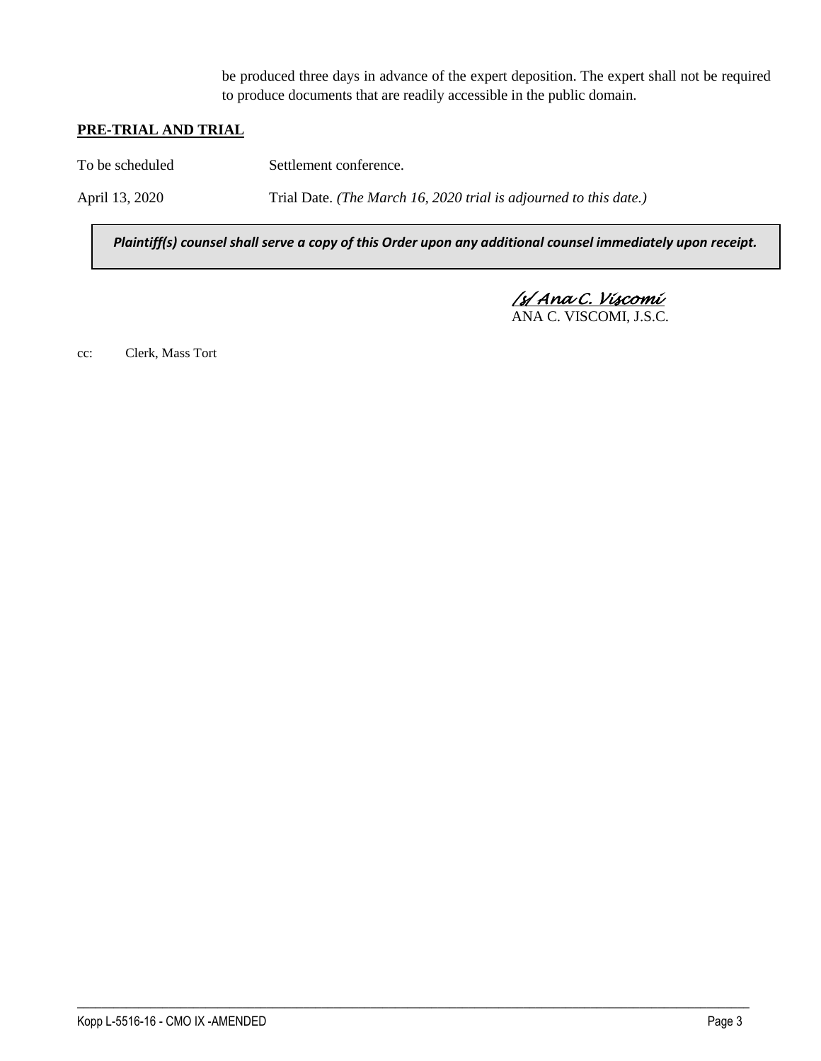be produced three days in advance of the expert deposition. The expert shall not be required to produce documents that are readily accessible in the public domain.

**PRE-TRIAL AND TRIAL**

| | |
|---|---|
| To be scheduled | Settlement conference. |
| April 13, 2020 | Trial Date. *(The March 16, 2020 trial is adjourned to this date.)* |

***Plaintiff(s) counsel shall serve a copy of this Order upon any additional counsel immediately upon receipt.***

*/s/ Ana C. Viscomi*
ANA C. VISCOMI, J.S.C.

cc: Clerk, Mass Tort